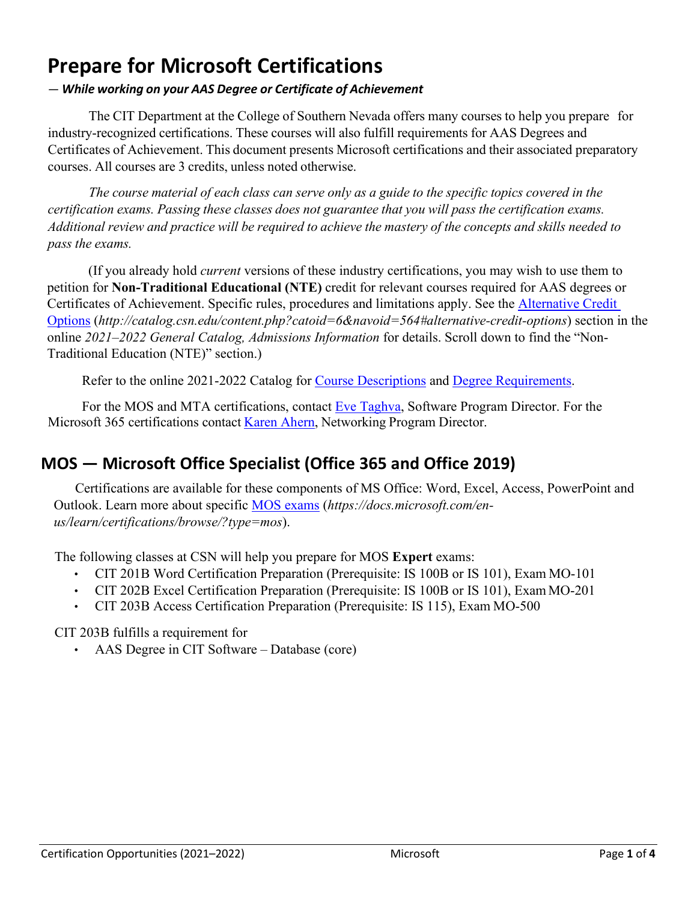# Prepare for Microsoft Certifications

*— While working on your AAS Degree or Certificate of Achievement*

The CIT Department at the College of Southern Nevada offers many courses to help you prepare for industry-recognized certifications. These courses will also fulfill requirements for AAS Degrees and Certificates of Achievement. This document presents Microsoft certifications and their associated preparatory courses. All courses are 3 credits, unless noted otherwise.

*The course material of each class can serve only as a guide to the specific topics covered in the certification exams. Passing these classes does not guarantee that you will pass the certification exams. Additional review and practice will be required to achieve the mastery of the concepts and skills needed to pass the exams.*

(If you already hold *current* versions of these industry certifications, you may wish to use them to petition for **Non-Traditional Educational (NTE)** credit for relevant courses required for AAS degrees or Certificates of Achievement. Specific rules, procedures and limitations apply. See the Alternative Credit Options (*http://catalog.csn.edu/content.php?catoid=6&navoid=564#alternative-credit-options*) section in the online *2021–2022 General Catalog, Admissions Information* for details. Scroll down to find the "Non-Traditional Education (NTE)" section.)

Refer to the online 2021-2022 Catalog for Course Descriptions and Degree Requirements.

For the MOS and MTA certifications, contact Eve Taghva, Software Program Director. For the Microsoft 365 certifications contact Karen Ahern, Networking Program Director.

## MOS — Microsoft Office Specialist (Office 365 and Office 2019)

Certifications are available for these components of MS Office: Word, Excel, Access, PowerPoint and Outlook. Learn more about specific MOS exams (*https://docs.microsoft.com/en-us/learn/certifications/browse/?type=mos*).

The following classes at CSN will help you prepare for MOS **Expert** exams:

- CIT 201B Word Certification Preparation (Prerequisite: IS 100B or IS 101), Exam MO-101
- CIT 202B Excel Certification Preparation (Prerequisite: IS 100B or IS 101), Exam MO-201
- CIT 203B Access Certification Preparation (Prerequisite: IS 115), Exam MO-500

CIT 203B fulfills a requirement for

- AAS Degree in CIT Software – Database (core)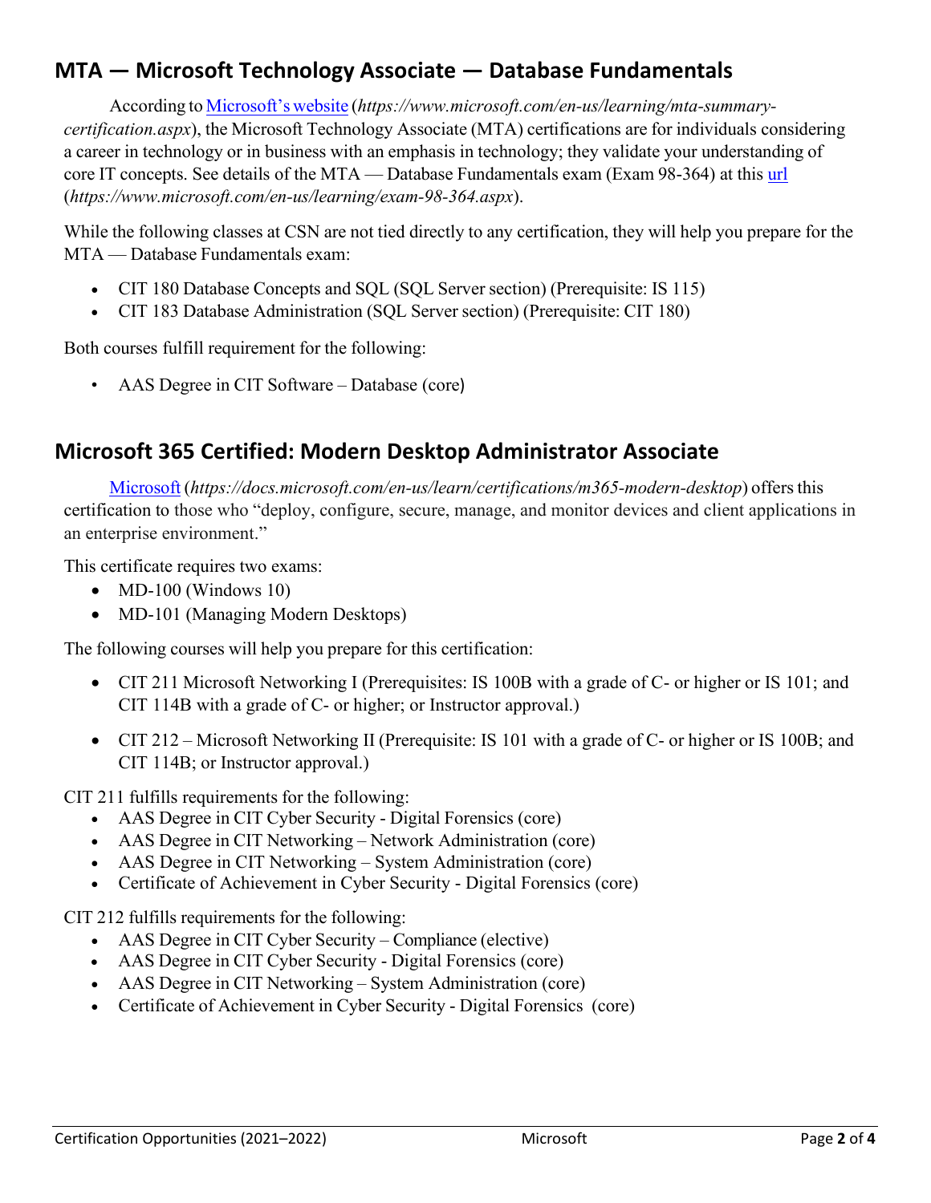## MTA — Microsoft Technology Associate — Database Fundamentals

According to [Microsoft's website](https://www.microsoft.com/en-us/learning/mta-summary-certification.aspx) (*https://www.microsoft.com/en-us/learning/mta-summary-certification.aspx*), the Microsoft Technology Associate (MTA) certifications are for individuals considering a career in technology or in business with an emphasis in technology; they validate your understanding of core IT concepts. See details of the MTA — Database Fundamentals exam (Exam 98-364) at this [url](https://www.microsoft.com/en-us/learning/exam-98-364.aspx) (*https://www.microsoft.com/en-us/learning/exam-98-364.aspx*).

While the following classes at CSN are not tied directly to any certification, they will help you prepare for the MTA — Database Fundamentals exam:

- CIT 180 Database Concepts and SQL (SQL Server section) (Prerequisite: IS 115)
- CIT 183 Database Administration (SQL Server section) (Prerequisite: CIT 180)

Both courses fulfill requirement for the following:

- AAS Degree in CIT Software – Database (core)

## Microsoft 365 Certified: Modern Desktop Administrator Associate

[Microsoft](https://docs.microsoft.com/en-us/learn/certifications/m365-modern-desktop) (*https://docs.microsoft.com/en-us/learn/certifications/m365-modern-desktop*) offers this certification to those who "deploy, configure, secure, manage, and monitor devices and client applications in an enterprise environment."

This certificate requires two exams:

- MD-100 (Windows 10)
- MD-101 (Managing Modern Desktops)

The following courses will help you prepare for this certification:

- CIT 211 Microsoft Networking I (Prerequisites: IS 100B with a grade of C- or higher or IS 101; and CIT 114B with a grade of C- or higher; or Instructor approval.)
- CIT 212 – Microsoft Networking II (Prerequisite: IS 101 with a grade of C- or higher or IS 100B; and CIT 114B; or Instructor approval.)

CIT 211 fulfills requirements for the following:

- AAS Degree in CIT Cyber Security - Digital Forensics (core)
- AAS Degree in CIT Networking – Network Administration (core)
- AAS Degree in CIT Networking – System Administration (core)
- Certificate of Achievement in Cyber Security - Digital Forensics (core)

CIT 212 fulfills requirements for the following:

- AAS Degree in CIT Cyber Security – Compliance (elective)
- AAS Degree in CIT Cyber Security - Digital Forensics (core)
- AAS Degree in CIT Networking – System Administration (core)
- Certificate of Achievement in Cyber Security - Digital Forensics (core)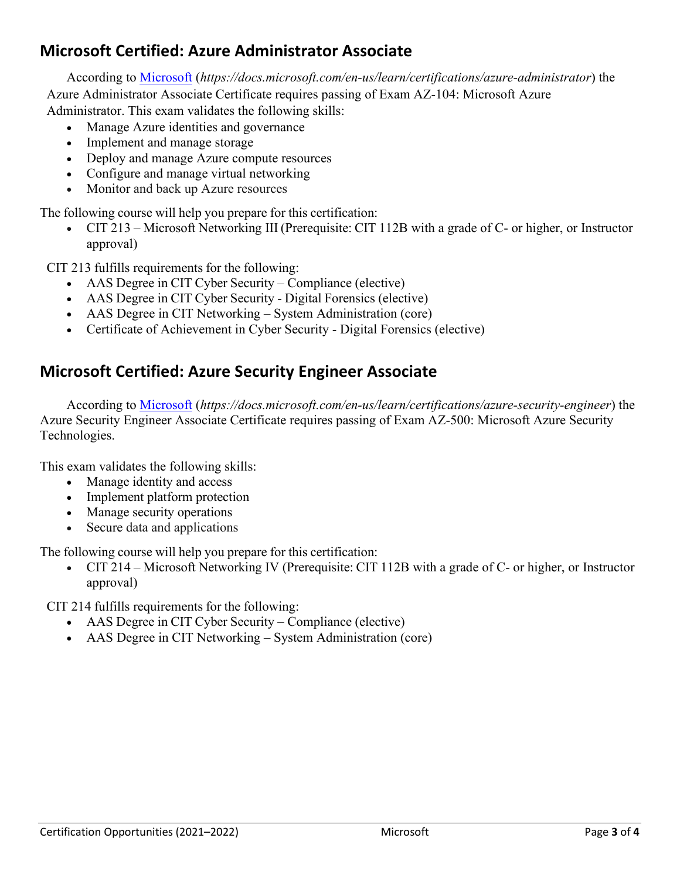## Microsoft Certified: Azure Administrator Associate

According to [Microsoft](https://docs.microsoft.com/en-us/learn/certifications/azure-administrator) (*https://docs.microsoft.com/en-us/learn/certifications/azure-administrator*) the Azure Administrator Associate Certificate requires passing of Exam AZ-104: Microsoft Azure Administrator. This exam validates the following skills:

- Manage Azure identities and governance
- Implement and manage storage
- Deploy and manage Azure compute resources
- Configure and manage virtual networking
- Monitor and back up Azure resources

The following course will help you prepare for this certification:

- CIT 213 – Microsoft Networking III (Prerequisite: CIT 112B with a grade of C- or higher, or Instructor approval)

CIT 213 fulfills requirements for the following:

- AAS Degree in CIT Cyber Security – Compliance (elective)
- AAS Degree in CIT Cyber Security - Digital Forensics (elective)
- AAS Degree in CIT Networking – System Administration (core)
- Certificate of Achievement in Cyber Security - Digital Forensics (elective)

## Microsoft Certified: Azure Security Engineer Associate

According to [Microsoft](https://docs.microsoft.com/en-us/learn/certifications/azure-security-engineer) (*https://docs.microsoft.com/en-us/learn/certifications/azure-security-engineer*) the Azure Security Engineer Associate Certificate requires passing of Exam AZ-500: Microsoft Azure Security Technologies.

This exam validates the following skills:

- Manage identity and access
- Implement platform protection
- Manage security operations
- Secure data and applications

The following course will help you prepare for this certification:

- CIT 214 – Microsoft Networking IV (Prerequisite: CIT 112B with a grade of C- or higher, or Instructor approval)

CIT 214 fulfills requirements for the following:

- AAS Degree in CIT Cyber Security – Compliance (elective)
- AAS Degree in CIT Networking – System Administration (core)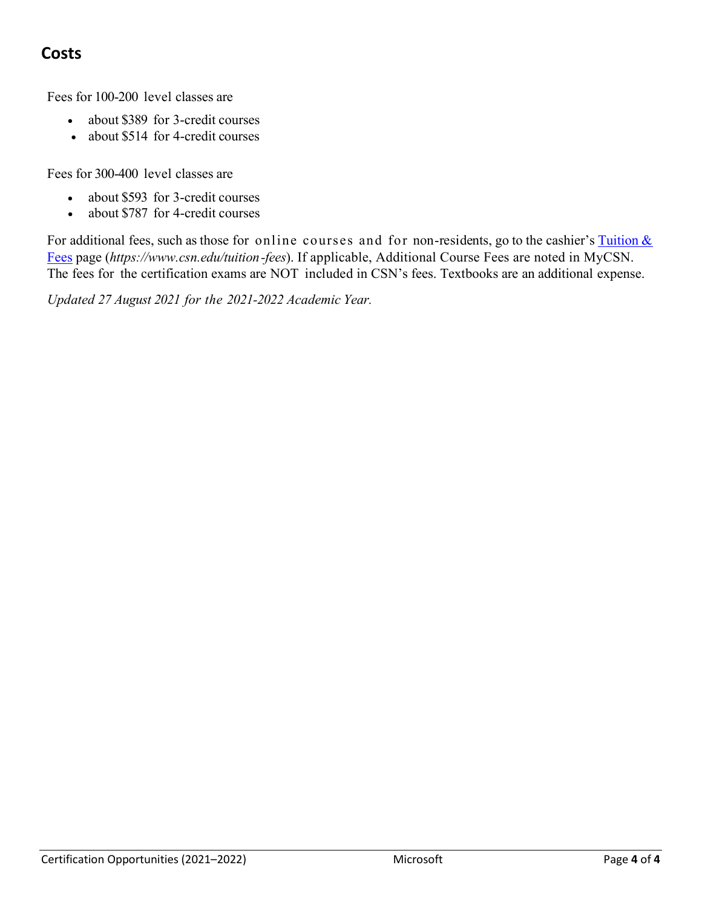## Costs

Fees for 100-200 level classes are

- about $389 for 3-credit courses
- about $514 for 4-credit courses

Fees for 300-400 level classes are

- about $593 for 3-credit courses
- about $787 for 4-credit courses

For additional fees, such as those for online courses and for non-residents, go to the cashier's [Tuition & Fees](https://www.csn.edu/tuition-fees) page (*https://www.csn.edu/tuition-fees*). If applicable, Additional Course Fees are noted in MyCSN. The fees for the certification exams are NOT included in CSN's fees. Textbooks are an additional expense.

*Updated 27 August 2021 for the 2021-2022 Academic Year.*